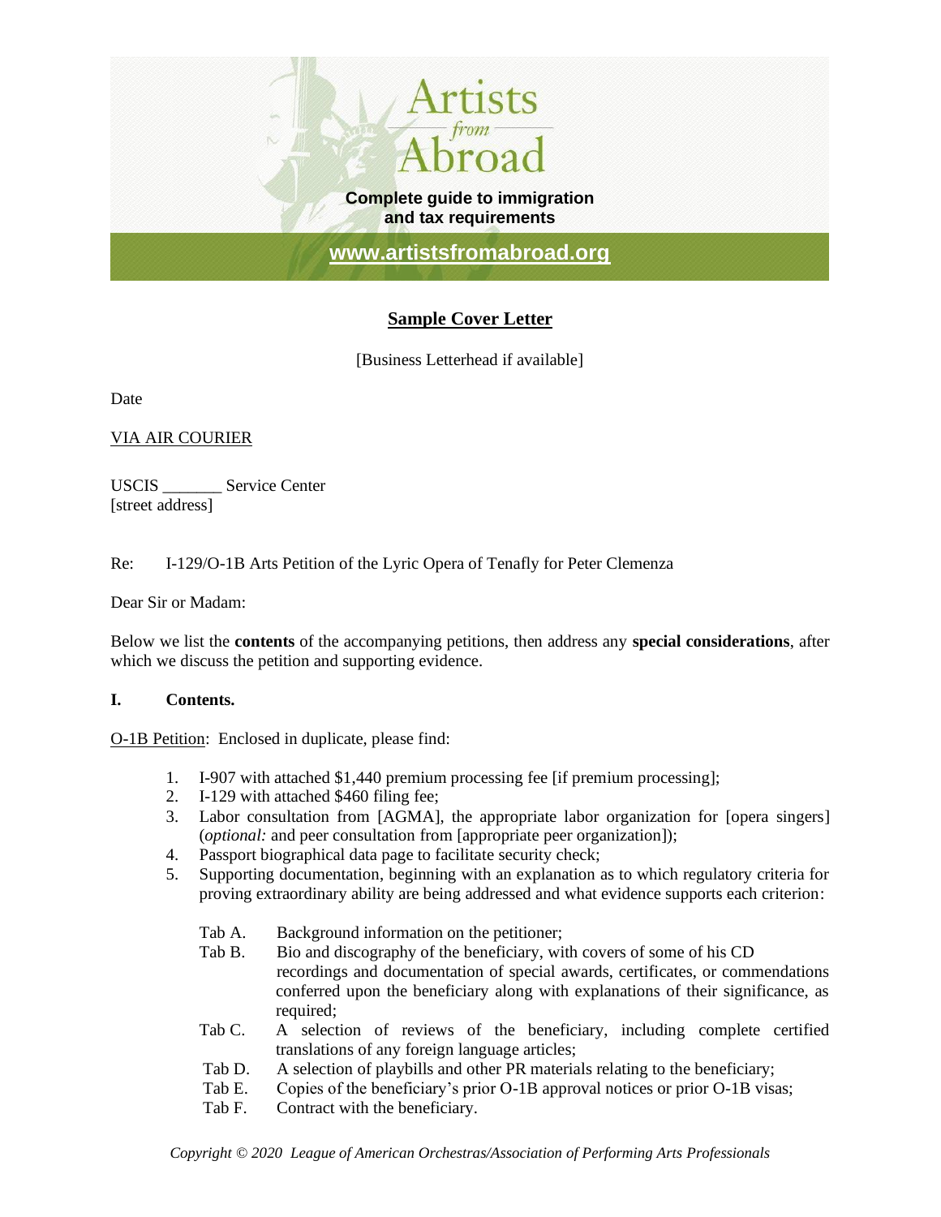Artists from Abroad

**Complete guide to immigration and tax requirements**

www.artistsfromabroad.org

## Sample Cover Letter

[Business Letterhead if available]

Date

VIA AIR COURIER

USCIS _______ Service Center
[street address]

Re: I-129/O-1B Arts Petition of the Lyric Opera of Tenafly for Peter Clemenza

Dear Sir or Madam:

Below we list the **contents** of the accompanying petitions, then address any **special considerations**, after which we discuss the petition and supporting evidence.

### I. Contents.

O-1B Petition: Enclosed in duplicate, please find:

1. I-907 with attached $1,440 premium processing fee [if premium processing];
2. I-129 with attached $460 filing fee;
3. Labor consultation from [AGMA], the appropriate labor organization for [opera singers] (*optional:* and peer consultation from [appropriate peer organization]);
4. Passport biographical data page to facilitate security check;
5. Supporting documentation, beginning with an explanation as to which regulatory criteria for proving extraordinary ability are being addressed and what evidence supports each criterion:

   Tab A. Background information on the petitioner;
   
   Tab B. Bio and discography of the beneficiary, with covers of some of his CD recordings and documentation of special awards, certificates, or commendations conferred upon the beneficiary along with explanations of their significance, as required;
   
   Tab C. A selection of reviews of the beneficiary, including complete certified translations of any foreign language articles;
   
   Tab D. A selection of playbills and other PR materials relating to the beneficiary;
   
   Tab E. Copies of the beneficiary's prior O-1B approval notices or prior O-1B visas;
   
   Tab F. Contract with the beneficiary.

*Copyright © 2020 League of American Orchestras/Association of Performing Arts Professionals*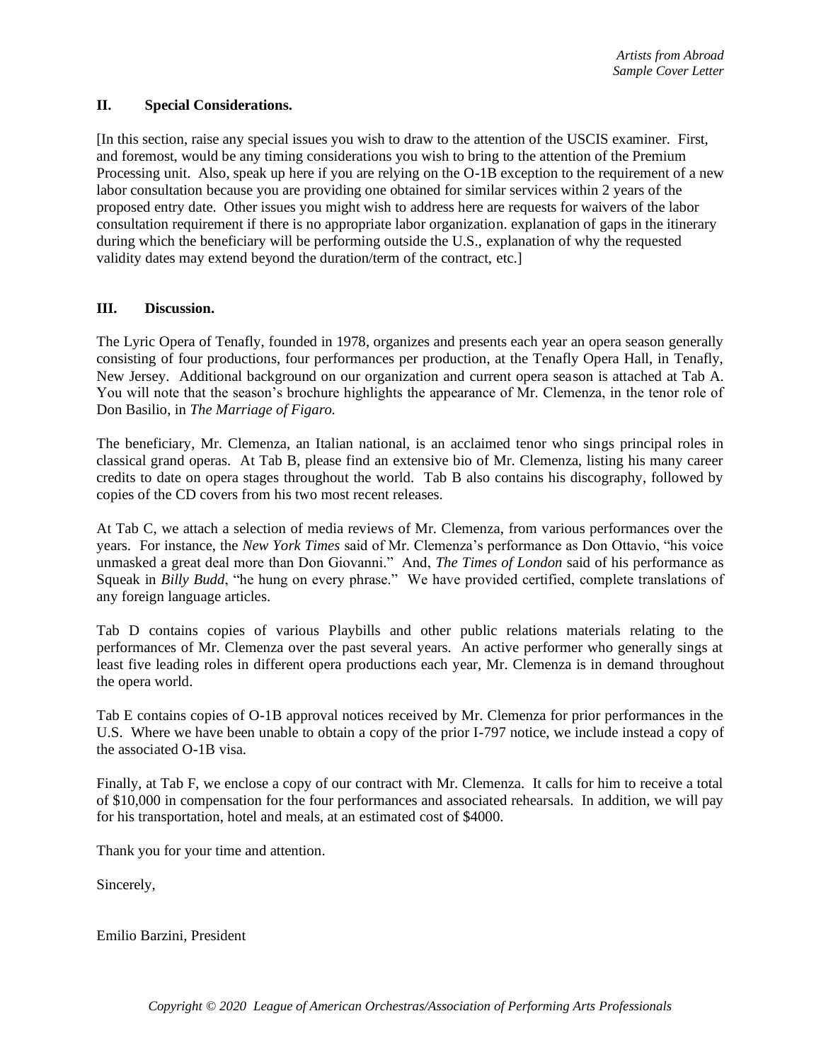## II. Special Considerations.

[In this section, raise any special issues you wish to draw to the attention of the USCIS examiner. First, and foremost, would be any timing considerations you wish to bring to the attention of the Premium Processing unit. Also, speak up here if you are relying on the O-1B exception to the requirement of a new labor consultation because you are providing one obtained for similar services within 2 years of the proposed entry date. Other issues you might wish to address here are requests for waivers of the labor consultation requirement if there is no appropriate labor organization. explanation of gaps in the itinerary during which the beneficiary will be performing outside the U.S., explanation of why the requested validity dates may extend beyond the duration/term of the contract, etc.]

## III. Discussion.

The Lyric Opera of Tenafly, founded in 1978, organizes and presents each year an opera season generally consisting of four productions, four performances per production, at the Tenafly Opera Hall, in Tenafly, New Jersey. Additional background on our organization and current opera season is attached at Tab A. You will note that the season's brochure highlights the appearance of Mr. Clemenza, in the tenor role of Don Basilio, in *The Marriage of Figaro.*

The beneficiary, Mr. Clemenza, an Italian national, is an acclaimed tenor who sings principal roles in classical grand operas. At Tab B, please find an extensive bio of Mr. Clemenza, listing his many career credits to date on opera stages throughout the world. Tab B also contains his discography, followed by copies of the CD covers from his two most recent releases.

At Tab C, we attach a selection of media reviews of Mr. Clemenza, from various performances over the years. For instance, the *New York Times* said of Mr. Clemenza's performance as Don Ottavio, "his voice unmasked a great deal more than Don Giovanni." And, *The Times of London* said of his performance as Squeak in *Billy Budd*, "he hung on every phrase." We have provided certified, complete translations of any foreign language articles.

Tab D contains copies of various Playbills and other public relations materials relating to the performances of Mr. Clemenza over the past several years. An active performer who generally sings at least five leading roles in different opera productions each year, Mr. Clemenza is in demand throughout the opera world.

Tab E contains copies of O-1B approval notices received by Mr. Clemenza for prior performances in the U.S. Where we have been unable to obtain a copy of the prior I-797 notice, we include instead a copy of the associated O-1B visa.

Finally, at Tab F, we enclose a copy of our contract with Mr. Clemenza. It calls for him to receive a total of $10,000 in compensation for the four performances and associated rehearsals. In addition, we will pay for his transportation, hotel and meals, at an estimated cost of $4000.

Thank you for your time and attention.

Sincerely,

Emilio Barzini, President